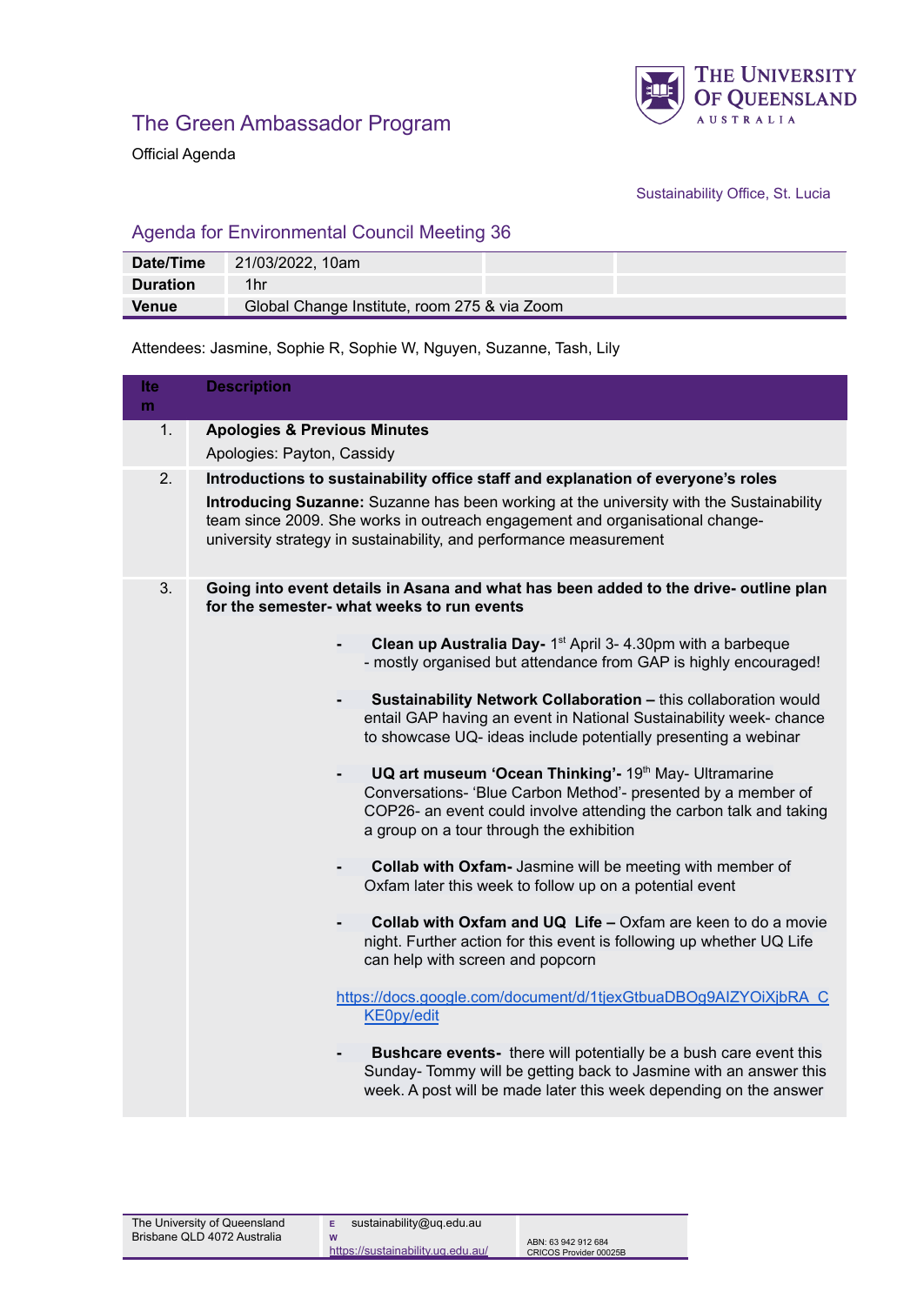The University of Queensland Australia

# The Green Ambassador Program

Official Agenda

Sustainability Office, St. Lucia

## Agenda for Environmental Council Meeting 36

| | | | |
|---|---|---|---|
| **Date/Time** | 21/03/2022, 10am | | |
| **Duration** | 1hr | | |
| **Venue** | Global Change Institute, room 275 & via Zoom | | |

Attendees: Jasmine, Sophie R, Sophie W, Nguyen, Suzanne, Tash, Lily

| Item | Description |
|---|---|
| 1. | **Apologies & Previous Minutes**<br>Apologies: Payton, Cassidy |
| 2. | **Introductions to sustainability office staff and explanation of everyone's roles**<br>**Introducing Suzanne:** Suzanne has been working at the university with the Sustainability team since 2009. She works in outreach engagement and organisational change- university strategy in sustainability, and performance measurement |
| 3. | **Going into event details in Asana and what has been added to the drive- outline plan for the semester- what weeks to run events**<br><br>- **Clean up Australia Day-** 1st April 3- 4.30pm with a barbeque - mostly organised but attendance from GAP is highly encouraged!<br><br>- **Sustainability Network Collaboration –** this collaboration would entail GAP having an event in National Sustainability week- chance to showcase UQ- ideas include potentially presenting a webinar<br><br>- **UQ art museum 'Ocean Thinking'-** 19th May- Ultramarine Conversations- 'Blue Carbon Method'- presented by a member of COP26- an event could involve attending the carbon talk and taking a group on a tour through the exhibition<br><br>- **Collab with Oxfam-** Jasmine will be meeting with member of Oxfam later this week to follow up on a potential event<br><br>- **Collab with Oxfam and UQ Life –** Oxfam are keen to do a movie night. Further action for this event is following up whether UQ Life can help with screen and popcorn<br><br>https://docs.google.com/document/d/1tjexGtbuaDBOg9AIZYOiXjbRA_CKE0py/edit<br><br>- **Bushcare events-** there will potentially be a bush care event this Sunday- Tommy will be getting back to Jasmine with an answer this week. A post will be made later this week depending on the answer |

The University of Queensland
Brisbane QLD 4072 Australia

E sustainability@uq.edu.au
W https://sustainability.uq.edu.au/

ABN: 63 942 912 684
CRICOS Provider 00025B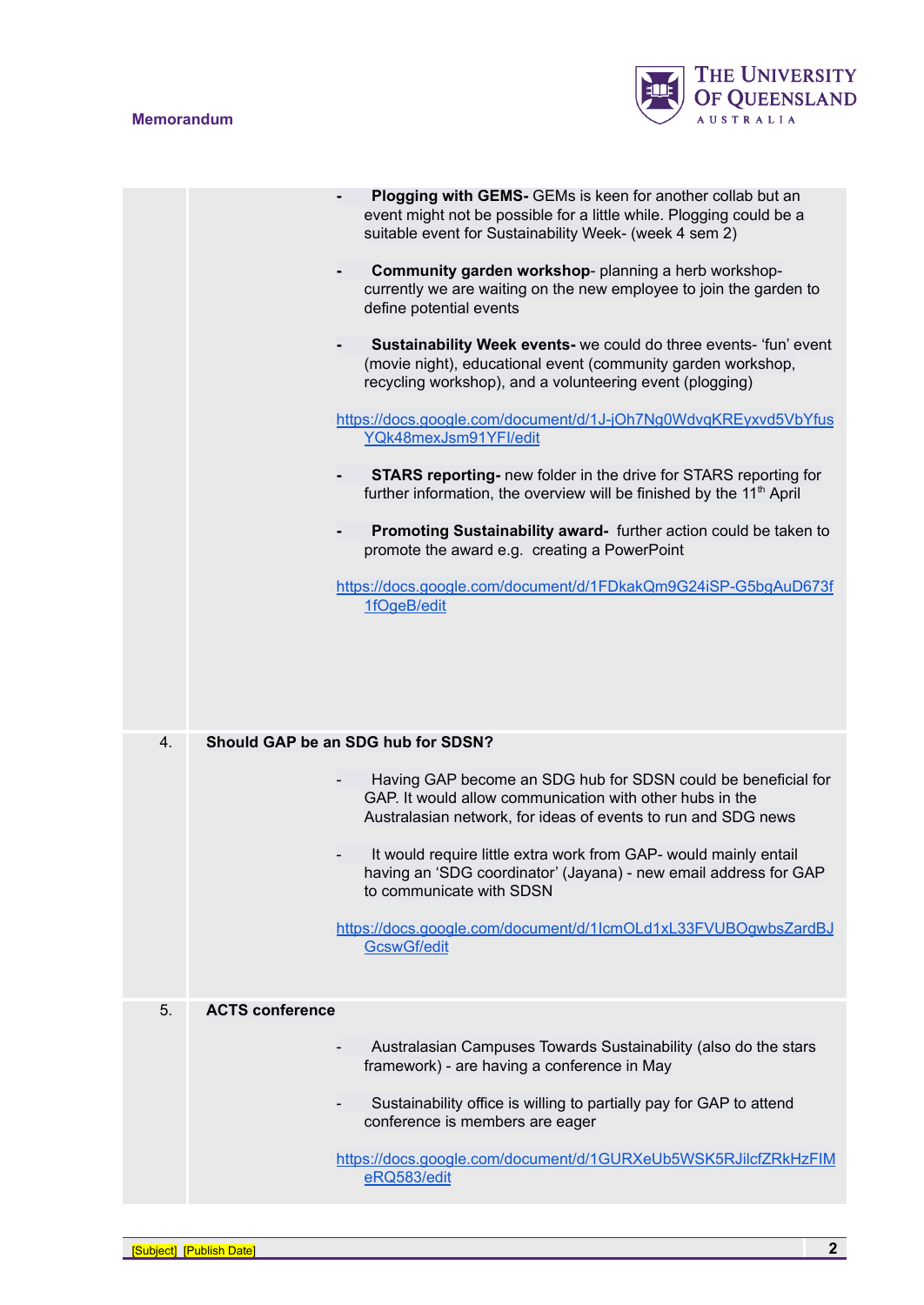| | |
|---|---|
| | - **Plogging with GEMS-** GEMs is keen for another collab but an event might not be possible for a little while. Plogging could be a suitable event for Sustainability Week- (week 4 sem 2)<br><br>- **Community garden workshop**- planning a herb workshop- currently we are waiting on the new employee to join the garden to define potential events<br><br>- **Sustainability Week events-** we could do three events- 'fun' event (movie night), educational event (community garden workshop, recycling workshop), and a volunteering event (plogging)<br><br>https://docs.google.com/document/d/1J-jOh7Ng0WdvqKREyxvd5VbYfusYQk48mexJsm91YFI/edit<br><br>- **STARS reporting-** new folder in the drive for STARS reporting for further information, the overview will be finished by the 11th April<br><br>- **Promoting Sustainability award-** further action could be taken to promote the award e.g. creating a PowerPoint<br><br>https://docs.google.com/document/d/1FDkakQm9G24iSP-G5bgAuD673f1fOgeB/edit |
| 4. | **Should GAP be an SDG hub for SDSN?**<br><br>- Having GAP become an SDG hub for SDSN could be beneficial for GAP. It would allow communication with other hubs in the Australasian network, for ideas of events to run and SDG news<br><br>- It would require little extra work from GAP- would mainly entail having an 'SDG coordinator' (Jayana) - new email address for GAP to communicate with SDSN<br><br>https://docs.google.com/document/d/1IcmOLd1xL33FVUBOgwbsZardBJGcswGf/edit |
| 5. | **ACTS conference**<br><br>- Australasian Campuses Towards Sustainability (also do the stars framework) - are having a conference in May<br><br>- Sustainability office is willing to partially pay for GAP to attend conference is members are eager<br><br>https://docs.google.com/document/d/1GURXeUb5WSK5RJilcfZRkHzFIMeRQ583/edit |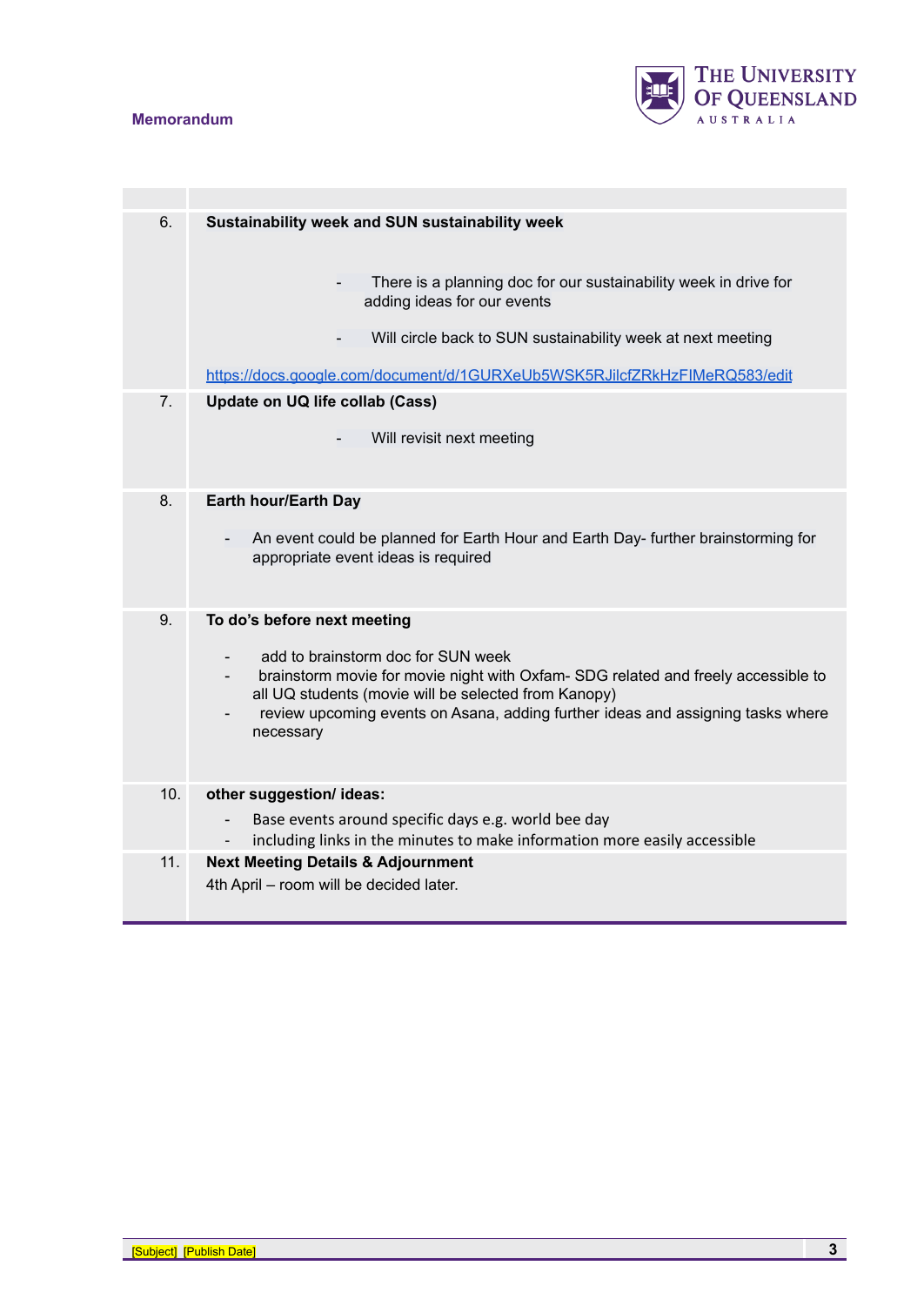**Memorandum**

| | |
|---|---|
| 6. | **Sustainability week and SUN sustainability week**<br><br>- There is a planning doc for our sustainability week in drive for adding ideas for our events<br>- Will circle back to SUN sustainability week at next meeting<br><br>https://docs.google.com/document/d/1GURXeUb5WSK5RJilcfZRkHzFIMeRQ583/edit |
| 7. | **Update on UQ life collab (Cass)**<br><br>- Will revisit next meeting |
| 8. | **Earth hour/Earth Day**<br><br>- An event could be planned for Earth Hour and Earth Day- further brainstorming for appropriate event ideas is required |
| 9. | **To do's before next meeting**<br><br>- add to brainstorm doc for SUN week<br>- brainstorm movie for movie night with Oxfam- SDG related and freely accessible to all UQ students (movie will be selected from Kanopy)<br>- review upcoming events on Asana, adding further ideas and assigning tasks where necessary |
| 10. | **other suggestion/ ideas:**<br><br>- Base events around specific days e.g. world bee day<br>- including links in the minutes to make information more easily accessible |
| 11. | **Next Meeting Details & Adjournment**<br><br>4th April – room will be decided later. |